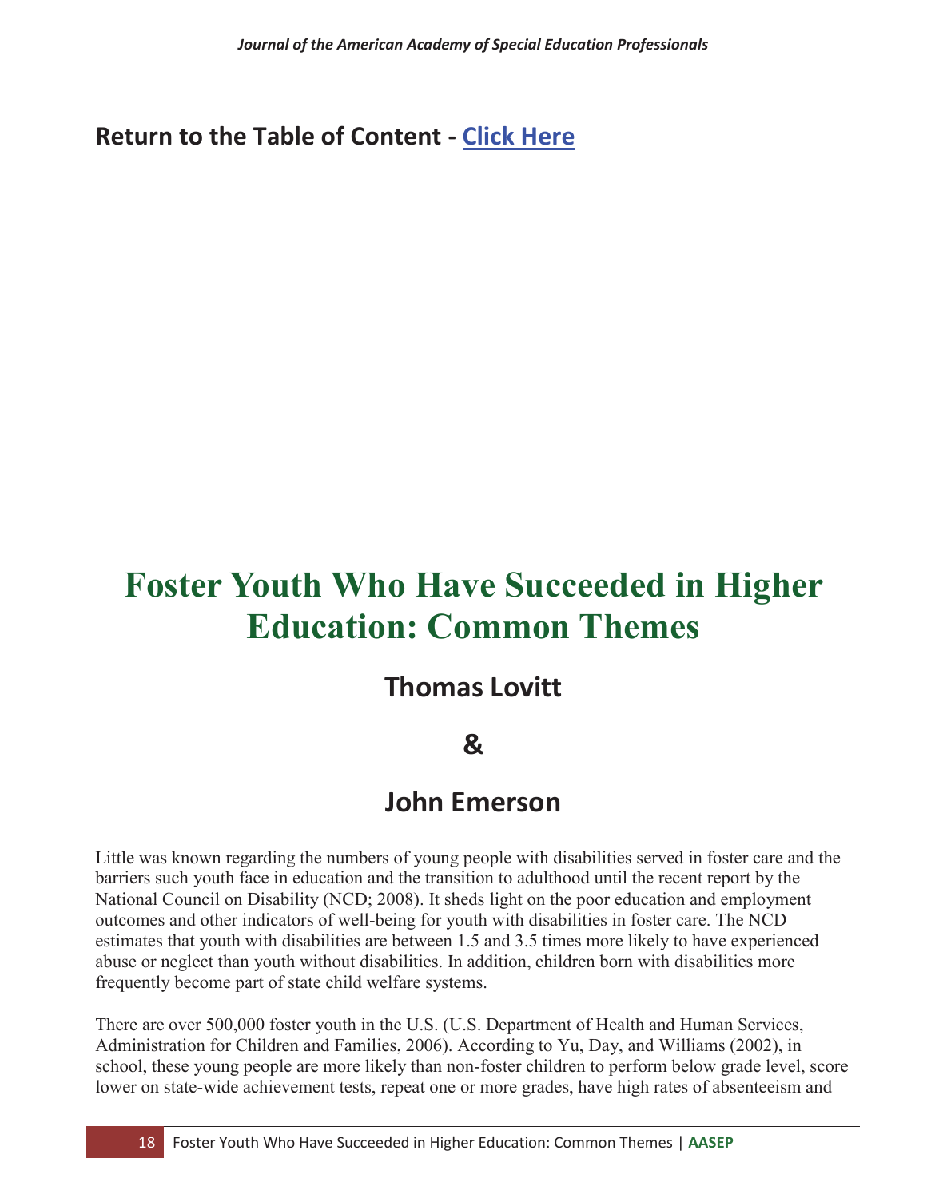Return to the Table of Content - [Click Here]

# Foster Youth Who Have Succeeded in Higher Education: Common Themes

## Thomas Lovitt

## &

## John Emerson

Little was known regarding the numbers of young people with disabilities served in foster care and the barriers such youth face in education and the transition to adulthood until the recent report by the National Council on Disability (NCD; 2008). It sheds light on the poor education and employment outcomes and other indicators of well-being for youth with disabilities in foster care. The NCD estimates that youth with disabilities are between 1.5 and 3.5 times more likely to have experienced abuse or neglect than youth without disabilities. In addition, children born with disabilities more frequently become part of state child welfare systems.

There are over 500,000 foster youth in the U.S. (U.S. Department of Health and Human Services, Administration for Children and Families, 2006). According to Yu, Day, and Williams (2002), in school, these young people are more likely than non-foster children to perform below grade level, score lower on state-wide achievement tests, repeat one or more grades, have high rates of absenteeism and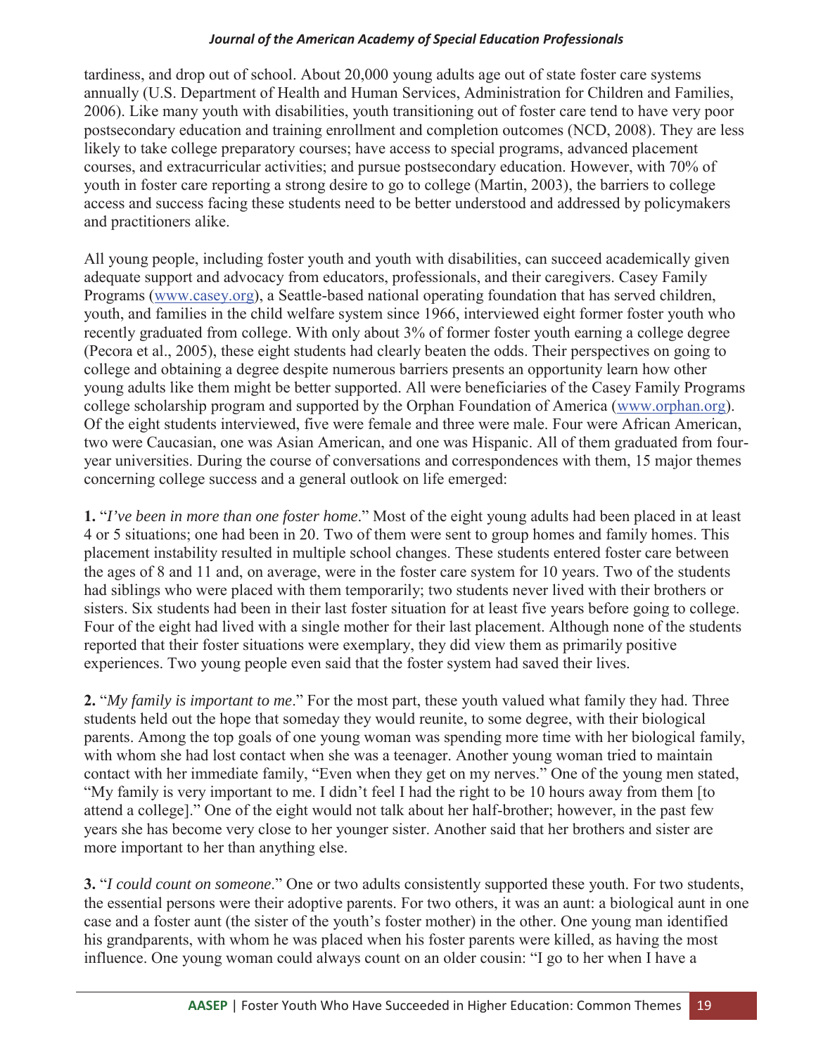tardiness, and drop out of school. About 20,000 young adults age out of state foster care systems annually (U.S. Department of Health and Human Services, Administration for Children and Families, 2006). Like many youth with disabilities, youth transitioning out of foster care tend to have very poor postsecondary education and training enrollment and completion outcomes (NCD, 2008). They are less likely to take college preparatory courses; have access to special programs, advanced placement courses, and extracurricular activities; and pursue postsecondary education. However, with 70% of youth in foster care reporting a strong desire to go to college (Martin, 2003), the barriers to college access and success facing these students need to be better understood and addressed by policymakers and practitioners alike.

All young people, including foster youth and youth with disabilities, can succeed academically given adequate support and advocacy from educators, professionals, and their caregivers. Casey Family Programs (www.casey.org), a Seattle-based national operating foundation that has served children, youth, and families in the child welfare system since 1966, interviewed eight former foster youth who recently graduated from college. With only about 3% of former foster youth earning a college degree (Pecora et al., 2005), these eight students had clearly beaten the odds. Their perspectives on going to college and obtaining a degree despite numerous barriers presents an opportunity learn how other young adults like them might be better supported. All were beneficiaries of the Casey Family Programs college scholarship program and supported by the Orphan Foundation of America (www.orphan.org). Of the eight students interviewed, five were female and three were male. Four were African American, two were Caucasian, one was Asian American, and one was Hispanic. All of them graduated from four-year universities. During the course of conversations and correspondences with them, 15 major themes concerning college success and a general outlook on life emerged:

**1.** "*I've been in more than one foster home*." Most of the eight young adults had been placed in at least 4 or 5 situations; one had been in 20. Two of them were sent to group homes and family homes. This placement instability resulted in multiple school changes. These students entered foster care between the ages of 8 and 11 and, on average, were in the foster care system for 10 years. Two of the students had siblings who were placed with them temporarily; two students never lived with their brothers or sisters. Six students had been in their last foster situation for at least five years before going to college. Four of the eight had lived with a single mother for their last placement. Although none of the students reported that their foster situations were exemplary, they did view them as primarily positive experiences. Two young people even said that the foster system had saved their lives.

**2.** "*My family is important to me*." For the most part, these youth valued what family they had. Three students held out the hope that someday they would reunite, to some degree, with their biological parents. Among the top goals of one young woman was spending more time with her biological family, with whom she had lost contact when she was a teenager. Another young woman tried to maintain contact with her immediate family, "Even when they get on my nerves." One of the young men stated, "My family is very important to me. I didn't feel I had the right to be 10 hours away from them [to attend a college]." One of the eight would not talk about her half-brother; however, in the past few years she has become very close to her younger sister. Another said that her brothers and sister are more important to her than anything else.

**3.** "*I could count on someone*." One or two adults consistently supported these youth. For two students, the essential persons were their adoptive parents. For two others, it was an aunt: a biological aunt in one case and a foster aunt (the sister of the youth's foster mother) in the other. One young man identified his grandparents, with whom he was placed when his foster parents were killed, as having the most influence. One young woman could always count on an older cousin: "I go to her when I have a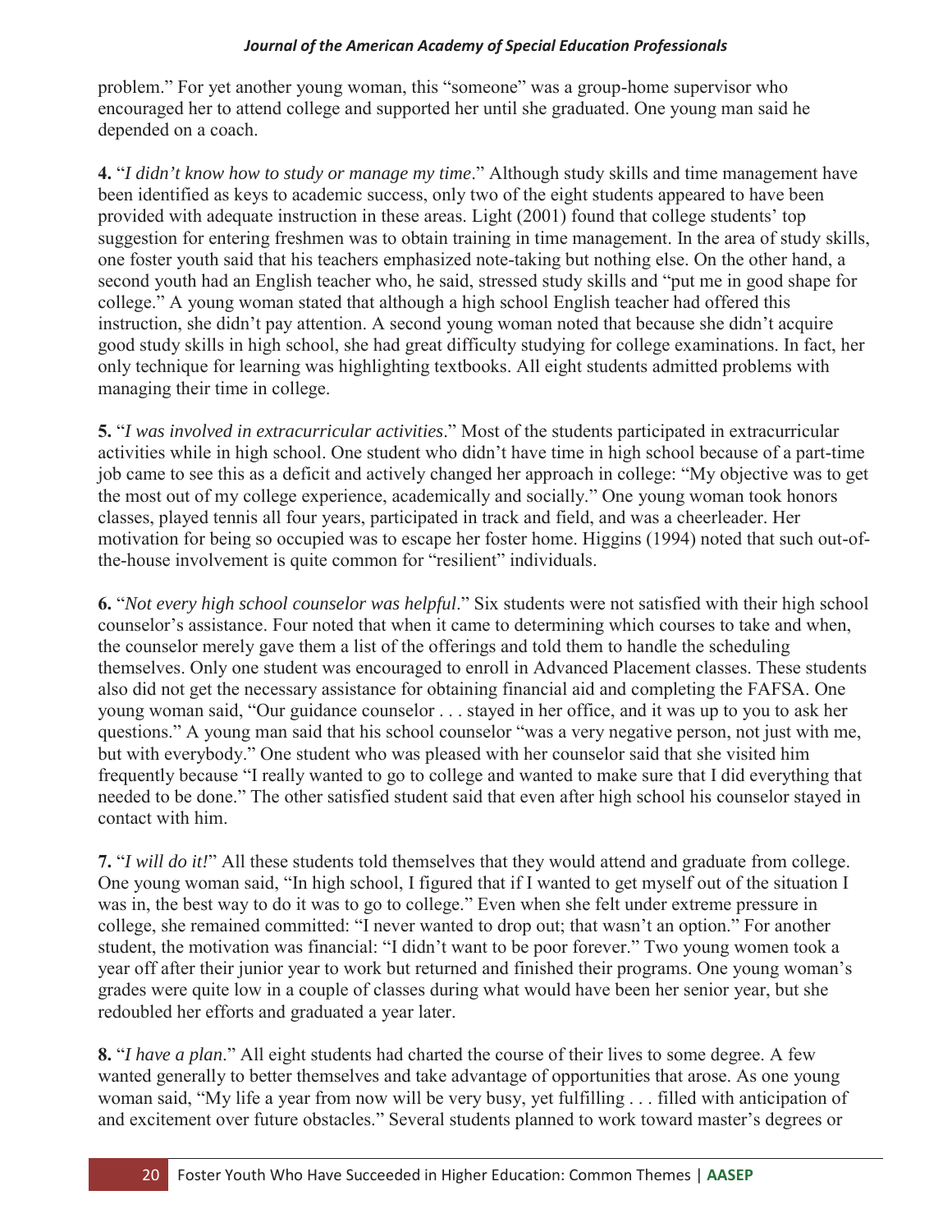problem." For yet another young woman, this "someone" was a group-home supervisor who encouraged her to attend college and supported her until she graduated. One young man said he depended on a coach.

**4.** "*I didn't know how to study or manage my time*." Although study skills and time management have been identified as keys to academic success, only two of the eight students appeared to have been provided with adequate instruction in these areas. Light (2001) found that college students' top suggestion for entering freshmen was to obtain training in time management. In the area of study skills, one foster youth said that his teachers emphasized note-taking but nothing else. On the other hand, a second youth had an English teacher who, he said, stressed study skills and "put me in good shape for college." A young woman stated that although a high school English teacher had offered this instruction, she didn't pay attention. A second young woman noted that because she didn't acquire good study skills in high school, she had great difficulty studying for college examinations. In fact, her only technique for learning was highlighting textbooks. All eight students admitted problems with managing their time in college.

**5.** "*I was involved in extracurricular activities*." Most of the students participated in extracurricular activities while in high school. One student who didn't have time in high school because of a part-time job came to see this as a deficit and actively changed her approach in college: "My objective was to get the most out of my college experience, academically and socially." One young woman took honors classes, played tennis all four years, participated in track and field, and was a cheerleader. Her motivation for being so occupied was to escape her foster home. Higgins (1994) noted that such out-of-the-house involvement is quite common for "resilient" individuals.

**6.** "*Not every high school counselor was helpful*." Six students were not satisfied with their high school counselor's assistance. Four noted that when it came to determining which courses to take and when, the counselor merely gave them a list of the offerings and told them to handle the scheduling themselves. Only one student was encouraged to enroll in Advanced Placement classes. These students also did not get the necessary assistance for obtaining financial aid and completing the FAFSA. One young woman said, "Our guidance counselor . . . stayed in her office, and it was up to you to ask her questions." A young man said that his school counselor "was a very negative person, not just with me, but with everybody." One student who was pleased with her counselor said that she visited him frequently because "I really wanted to go to college and wanted to make sure that I did everything that needed to be done." The other satisfied student said that even after high school his counselor stayed in contact with him.

**7.** "*I will do it!*" All these students told themselves that they would attend and graduate from college. One young woman said, "In high school, I figured that if I wanted to get myself out of the situation I was in, the best way to do it was to go to college." Even when she felt under extreme pressure in college, she remained committed: "I never wanted to drop out; that wasn't an option." For another student, the motivation was financial: "I didn't want to be poor forever." Two young women took a year off after their junior year to work but returned and finished their programs. One young woman's grades were quite low in a couple of classes during what would have been her senior year, but she redoubled her efforts and graduated a year later.

**8.** "*I have a plan*." All eight students had charted the course of their lives to some degree. A few wanted generally to better themselves and take advantage of opportunities that arose. As one young woman said, "My life a year from now will be very busy, yet fulfilling . . . filled with anticipation of and excitement over future obstacles." Several students planned to work toward master's degrees or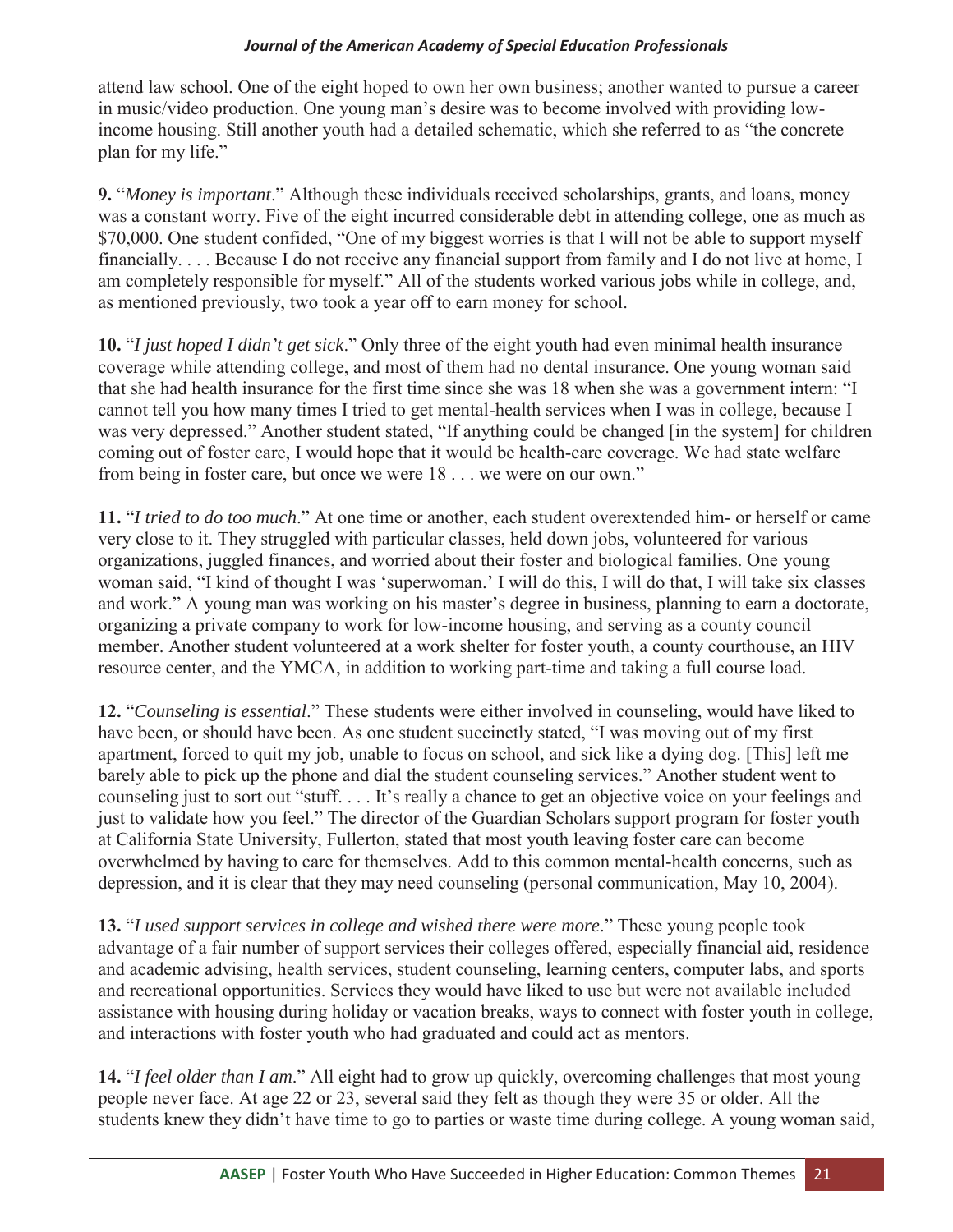attend law school. One of the eight hoped to own her own business; another wanted to pursue a career in music/video production. One young man's desire was to become involved with providing low-income housing. Still another youth had a detailed schematic, which she referred to as "the concrete plan for my life."

**9.** "*Money is important*." Although these individuals received scholarships, grants, and loans, money was a constant worry. Five of the eight incurred considerable debt in attending college, one as much as \$70,000. One student confided, "One of my biggest worries is that I will not be able to support myself financially. . . . Because I do not receive any financial support from family and I do not live at home, I am completely responsible for myself." All of the students worked various jobs while in college, and, as mentioned previously, two took a year off to earn money for school.

**10.** "*I just hoped I didn't get sick*." Only three of the eight youth had even minimal health insurance coverage while attending college, and most of them had no dental insurance. One young woman said that she had health insurance for the first time since she was 18 when she was a government intern: "I cannot tell you how many times I tried to get mental-health services when I was in college, because I was very depressed." Another student stated, "If anything could be changed [in the system] for children coming out of foster care, I would hope that it would be health-care coverage. We had state welfare from being in foster care, but once we were 18 . . . we were on our own."

**11.** "*I tried to do too much*." At one time or another, each student overextended him- or herself or came very close to it. They struggled with particular classes, held down jobs, volunteered for various organizations, juggled finances, and worried about their foster and biological families. One young woman said, "I kind of thought I was 'superwoman.' I will do this, I will do that, I will take six classes and work." A young man was working on his master's degree in business, planning to earn a doctorate, organizing a private company to work for low-income housing, and serving as a county council member. Another student volunteered at a work shelter for foster youth, a county courthouse, an HIV resource center, and the YMCA, in addition to working part-time and taking a full course load.

**12.** "*Counseling is essential*." These students were either involved in counseling, would have liked to have been, or should have been. As one student succinctly stated, "I was moving out of my first apartment, forced to quit my job, unable to focus on school, and sick like a dying dog. [This] left me barely able to pick up the phone and dial the student counseling services." Another student went to counseling just to sort out "stuff. . . . It's really a chance to get an objective voice on your feelings and just to validate how you feel." The director of the Guardian Scholars support program for foster youth at California State University, Fullerton, stated that most youth leaving foster care can become overwhelmed by having to care for themselves. Add to this common mental-health concerns, such as depression, and it is clear that they may need counseling (personal communication, May 10, 2004).

**13.** "*I used support services in college and wished there were more*." These young people took advantage of a fair number of support services their colleges offered, especially financial aid, residence and academic advising, health services, student counseling, learning centers, computer labs, and sports and recreational opportunities. Services they would have liked to use but were not available included assistance with housing during holiday or vacation breaks, ways to connect with foster youth in college, and interactions with foster youth who had graduated and could act as mentors.

**14.** "*I feel older than I am*." All eight had to grow up quickly, overcoming challenges that most young people never face. At age 22 or 23, several said they felt as though they were 35 or older. All the students knew they didn't have time to go to parties or waste time during college. A young woman said,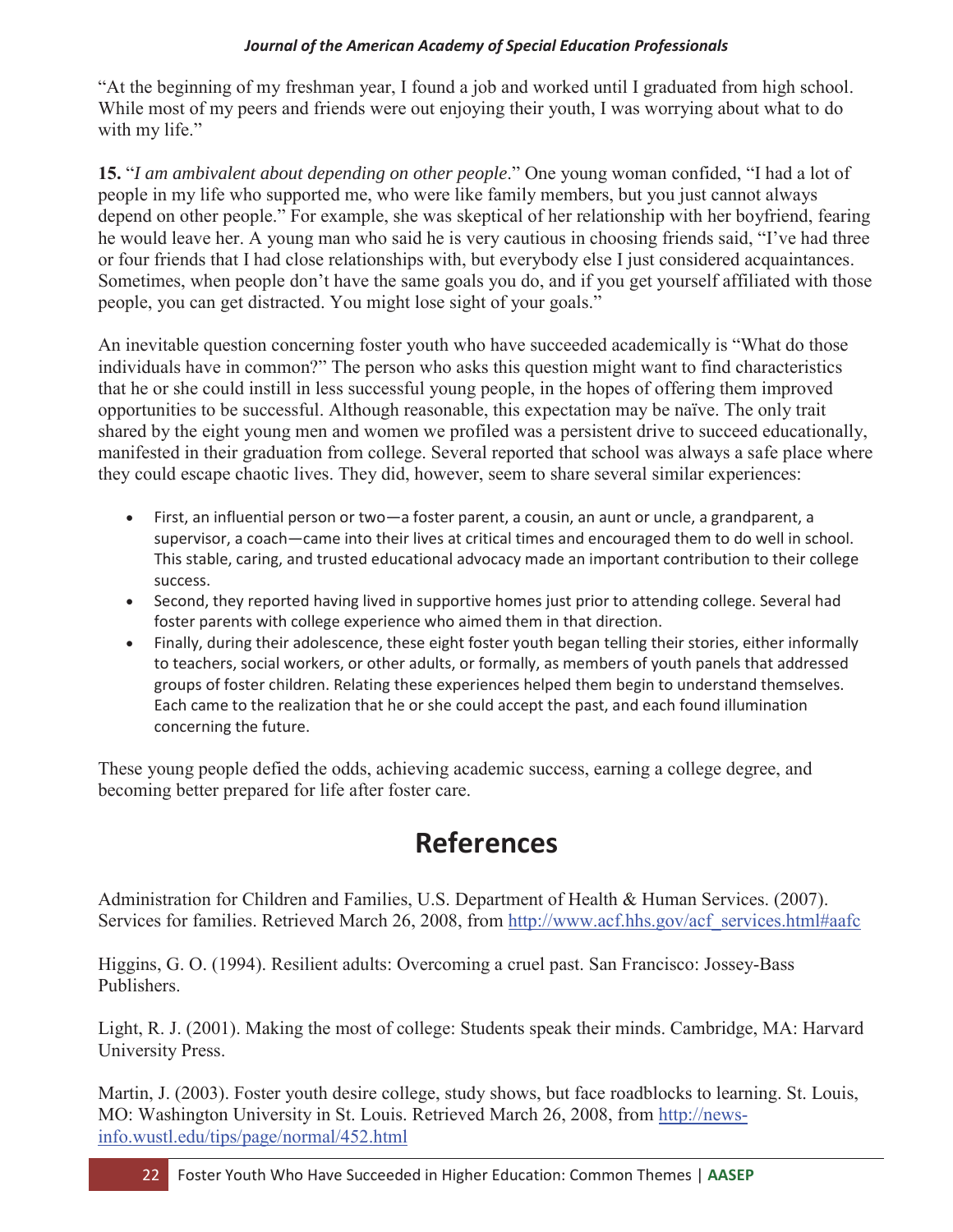"At the beginning of my freshman year, I found a job and worked until I graduated from high school. While most of my peers and friends were out enjoying their youth, I was worrying about what to do with my life."

**15.** "*I am ambivalent about depending on other people*." One young woman confided, "I had a lot of people in my life who supported me, who were like family members, but you just cannot always depend on other people." For example, she was skeptical of her relationship with her boyfriend, fearing he would leave her. A young man who said he is very cautious in choosing friends said, "I've had three or four friends that I had close relationships with, but everybody else I just considered acquaintances. Sometimes, when people don't have the same goals you do, and if you get yourself affiliated with those people, you can get distracted. You might lose sight of your goals."

An inevitable question concerning foster youth who have succeeded academically is "What do those individuals have in common?" The person who asks this question might want to find characteristics that he or she could instill in less successful young people, in the hopes of offering them improved opportunities to be successful. Although reasonable, this expectation may be naïve. The only trait shared by the eight young men and women we profiled was a persistent drive to succeed educationally, manifested in their graduation from college. Several reported that school was always a safe place where they could escape chaotic lives. They did, however, seem to share several similar experiences:

- First, an influential person or two—a foster parent, a cousin, an aunt or uncle, a grandparent, a supervisor, a coach—came into their lives at critical times and encouraged them to do well in school. This stable, caring, and trusted educational advocacy made an important contribution to their college success.
- Second, they reported having lived in supportive homes just prior to attending college. Several had foster parents with college experience who aimed them in that direction.
- Finally, during their adolescence, these eight foster youth began telling their stories, either informally to teachers, social workers, or other adults, or formally, as members of youth panels that addressed groups of foster children. Relating these experiences helped them begin to understand themselves. Each came to the realization that he or she could accept the past, and each found illumination concerning the future.

These young people defied the odds, achieving academic success, earning a college degree, and becoming better prepared for life after foster care.

# References

Administration for Children and Families, U.S. Department of Health & Human Services. (2007). Services for families. Retrieved March 26, 2008, from http://www.acf.hhs.gov/acf_services.html#aafc

Higgins, G. O. (1994). Resilient adults: Overcoming a cruel past. San Francisco: Jossey-Bass Publishers.

Light, R. J. (2001). Making the most of college: Students speak their minds. Cambridge, MA: Harvard University Press.

Martin, J. (2003). Foster youth desire college, study shows, but face roadblocks to learning. St. Louis, MO: Washington University in St. Louis. Retrieved March 26, 2008, from http://news-info.wustl.edu/tips/page/normal/452.html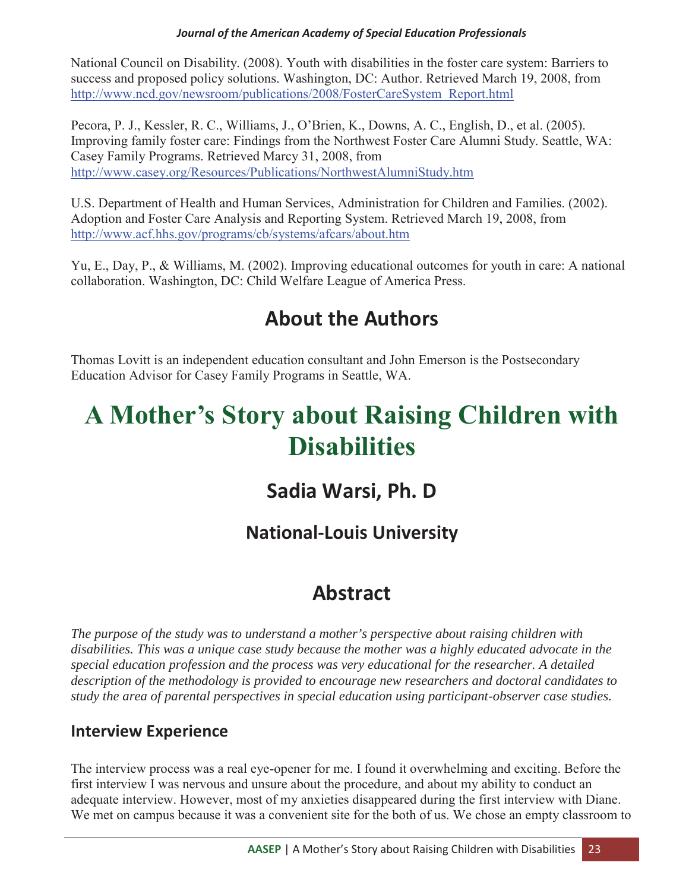National Council on Disability. (2008). Youth with disabilities in the foster care system: Barriers to success and proposed policy solutions. Washington, DC: Author. Retrieved March 19, 2008, from http://www.ncd.gov/newsroom/publications/2008/FosterCareSystem_Report.html

Pecora, P. J., Kessler, R. C., Williams, J., O'Brien, K., Downs, A. C., English, D., et al. (2005). Improving family foster care: Findings from the Northwest Foster Care Alumni Study. Seattle, WA: Casey Family Programs. Retrieved Marcy 31, 2008, from http://www.casey.org/Resources/Publications/NorthwestAlumniStudy.htm

U.S. Department of Health and Human Services, Administration for Children and Families. (2002). Adoption and Foster Care Analysis and Reporting System. Retrieved March 19, 2008, from http://www.acf.hhs.gov/programs/cb/systems/afcars/about.htm

Yu, E., Day, P., & Williams, M. (2002). Improving educational outcomes for youth in care: A national collaboration. Washington, DC: Child Welfare League of America Press.

## About the Authors

Thomas Lovitt is an independent education consultant and John Emerson is the Postsecondary Education Advisor for Casey Family Programs in Seattle, WA.

# A Mother's Story about Raising Children with Disabilities

## Sadia Warsi, Ph. D

### National-Louis University

## Abstract

*The purpose of the study was to understand a mother's perspective about raising children with disabilities. This was a unique case study because the mother was a highly educated advocate in the special education profession and the process was very educational for the researcher. A detailed description of the methodology is provided to encourage new researchers and doctoral candidates to study the area of parental perspectives in special education using participant-observer case studies.*

### Interview Experience

The interview process was a real eye-opener for me. I found it overwhelming and exciting. Before the first interview I was nervous and unsure about the procedure, and about my ability to conduct an adequate interview. However, most of my anxieties disappeared during the first interview with Diane. We met on campus because it was a convenient site for the both of us. We chose an empty classroom to